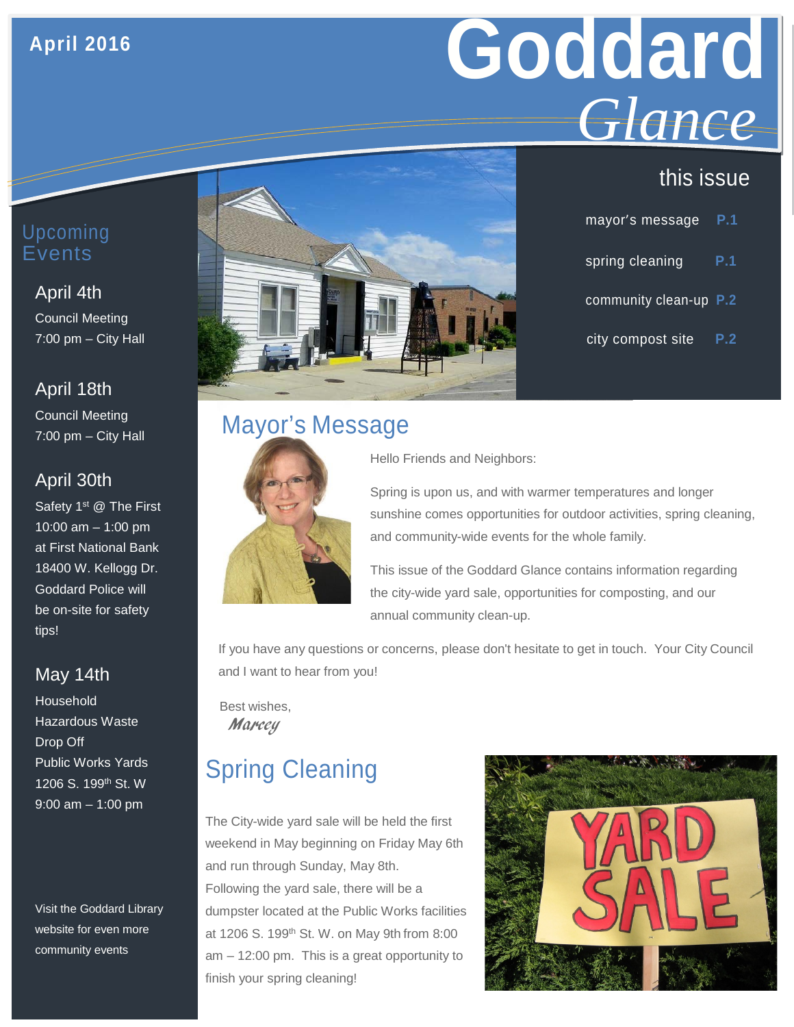April 2016

# Goddard *Glance*

## this issue

- mayor's message P.1
- spring cleaning P.1
- community clean-up P.2
- city compost site P.2

## Upcoming Events

### April 4th

Council Meeting
7:00 pm – City Hall

### April 18th

Council Meeting
7:00 pm – City Hall

### April 30th

Safety 1st @ The First
10:00 am – 1:00 pm
at First National Bank
18400 W. Kellogg Dr.
Goddard Police will be on-site for safety tips!

### May 14th

Household Hazardous Waste Drop Off
Public Works Yards
1206 S. 199th St. W
9:00 am – 1:00 pm

Visit the Goddard Library website for even more community events

## Mayor's Message

Hello Friends and Neighbors:

Spring is upon us, and with warmer temperatures and longer sunshine comes opportunities for outdoor activities, spring cleaning, and community-wide events for the whole family.

This issue of the Goddard Glance contains information regarding the city-wide yard sale, opportunities for composting, and our annual community clean-up.

If you have any questions or concerns, please don't hesitate to get in touch. Your City Council and I want to hear from you!

Best wishes,
*Marcey*

## Spring Cleaning

The City-wide yard sale will be held the first weekend in May beginning on Friday May 6th and run through Sunday, May 8th. Following the yard sale, there will be a dumpster located at the Public Works facilities at 1206 S. 199th St. W. on May 9th from 8:00 am – 12:00 pm. This is a great opportunity to finish your spring cleaning!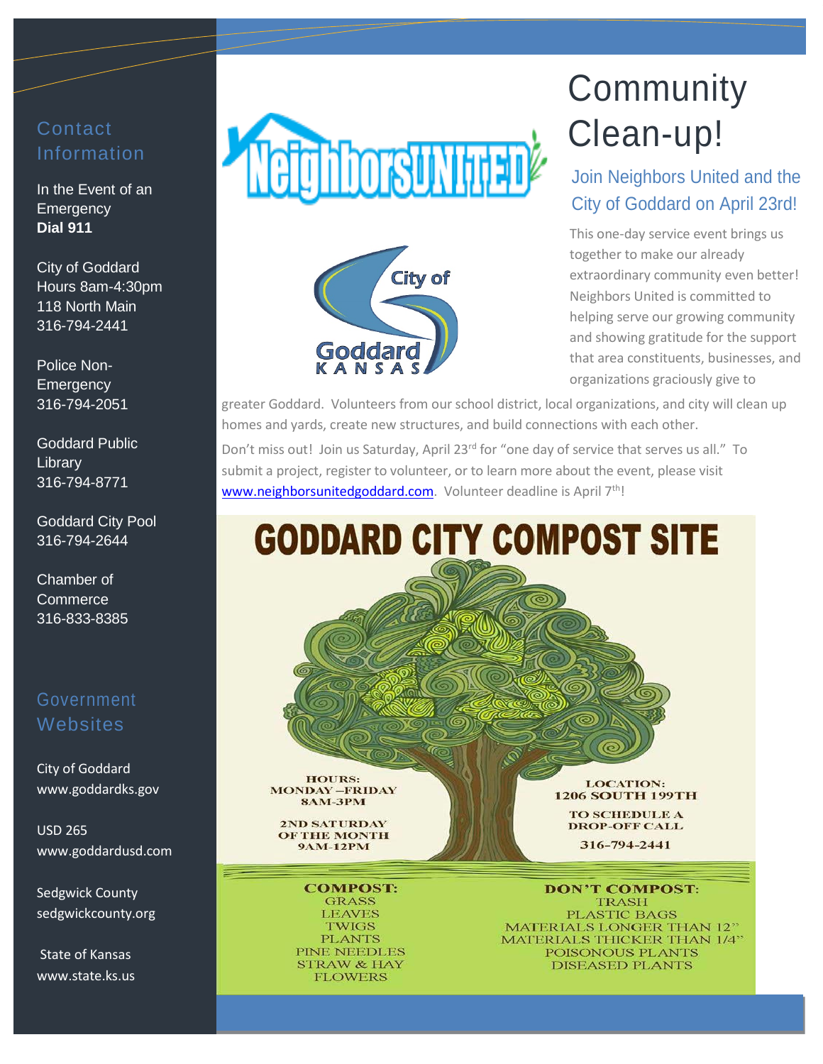## Contact Information

In the Event of an Emergency
**Dial 911**

City of Goddard
Hours 8am-4:30pm
118 North Main
316-794-2441

Police Non-Emergency
316-794-2051

Goddard Public Library
316-794-8771

Goddard City Pool
316-794-2644

Chamber of Commerce
316-833-8385

## Government Websites

City of Goddard
www.goddardks.gov

USD 265
www.goddardusd.com

Sedgwick County
sedgwickcounty.org

State of Kansas
www.state.ks.us

# Community Clean-up!

### Join Neighbors United and the City of Goddard on April 23rd!

This one-day service event brings us together to make our already extraordinary community even better! Neighbors United is committed to helping serve our growing community and showing gratitude for the support that area constituents, businesses, and organizations graciously give to greater Goddard. Volunteers from our school district, local organizations, and city will clean up homes and yards, create new structures, and build connections with each other.

Don't miss out! Join us Saturday, April 23rd for "one day of service that serves us all." To submit a project, register to volunteer, or to learn more about the event, please visit www.neighborsunitedgoddard.com. Volunteer deadline is April 7th!

## GODDARD CITY COMPOST SITE

**HOURS:**
MONDAY – FRIDAY
8AM-3PM

2ND SATURDAY OF THE MONTH
9AM-12PM

**LOCATION:**
1206 SOUTH 199TH

TO SCHEDULE A DROP-OFF CALL
316-794-2441

**COMPOST:**
- GRASS
- LEAVES
- TWIGS
- PLANTS
- PINE NEEDLES
- STRAW & HAY
- FLOWERS

**DON'T COMPOST:**
- TRASH
- PLASTIC BAGS
- MATERIALS LONGER THAN 12"
- MATERIALS THICKER THAN 1/4"
- POISONOUS PLANTS
- DISEASED PLANTS